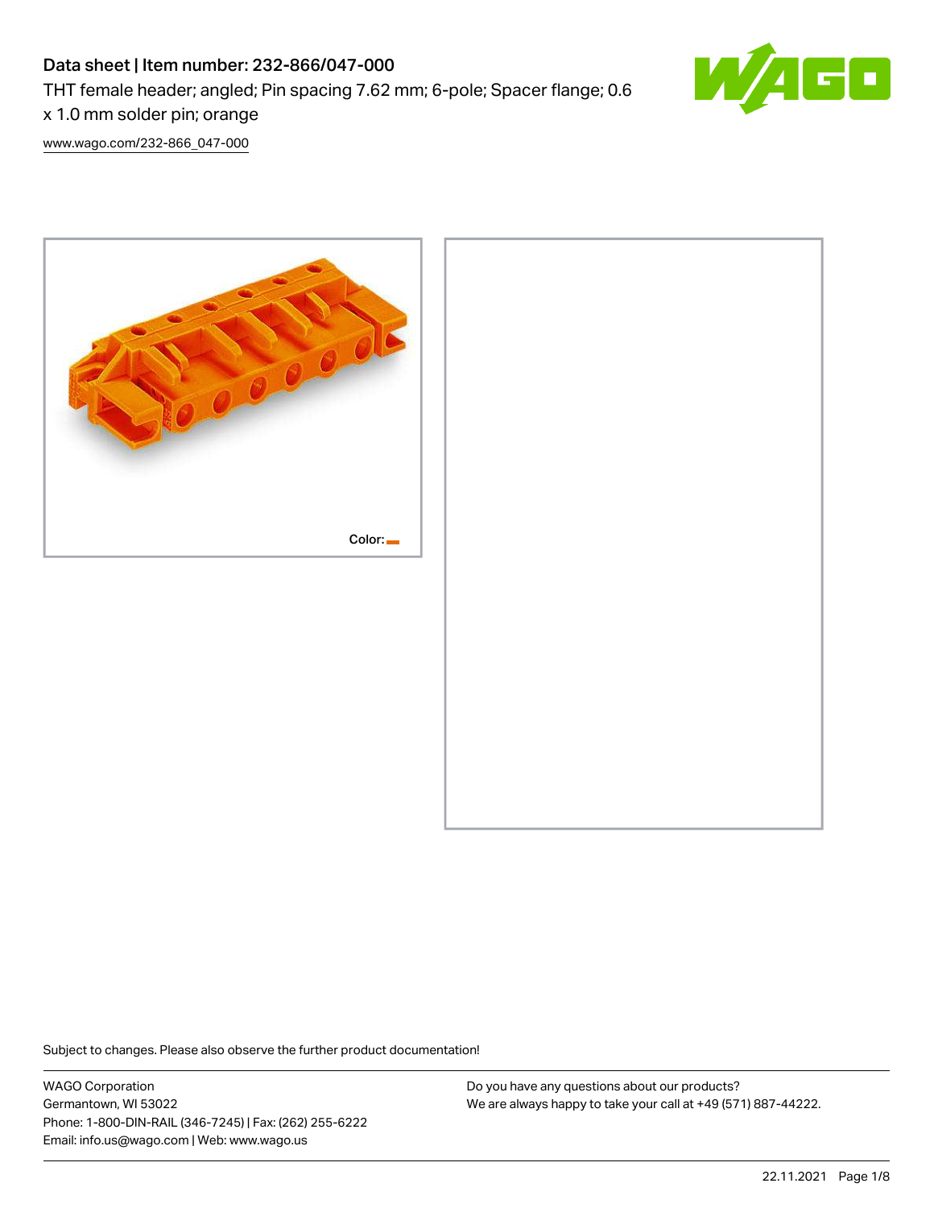# Data sheet | Item number: 232-866/047-000

THT female header; angled; Pin spacing 7.62 mm; 6-pole; Spacer flange; 0.6 x 1.0 mm solder pin; orange

www.wago.com/232-866_047-000

Color:

Subject to changes. Please also observe the further product documentation!

WAGO Corporation
Germantown, WI 53022
Phone: 1-800-DIN-RAIL (346-7245) | Fax: (262) 255-6222
Email: info.us@wago.com | Web: www.wago.us

Do you have any questions about our products?
We are always happy to take your call at +49 (571) 887-44222.

22.11.2021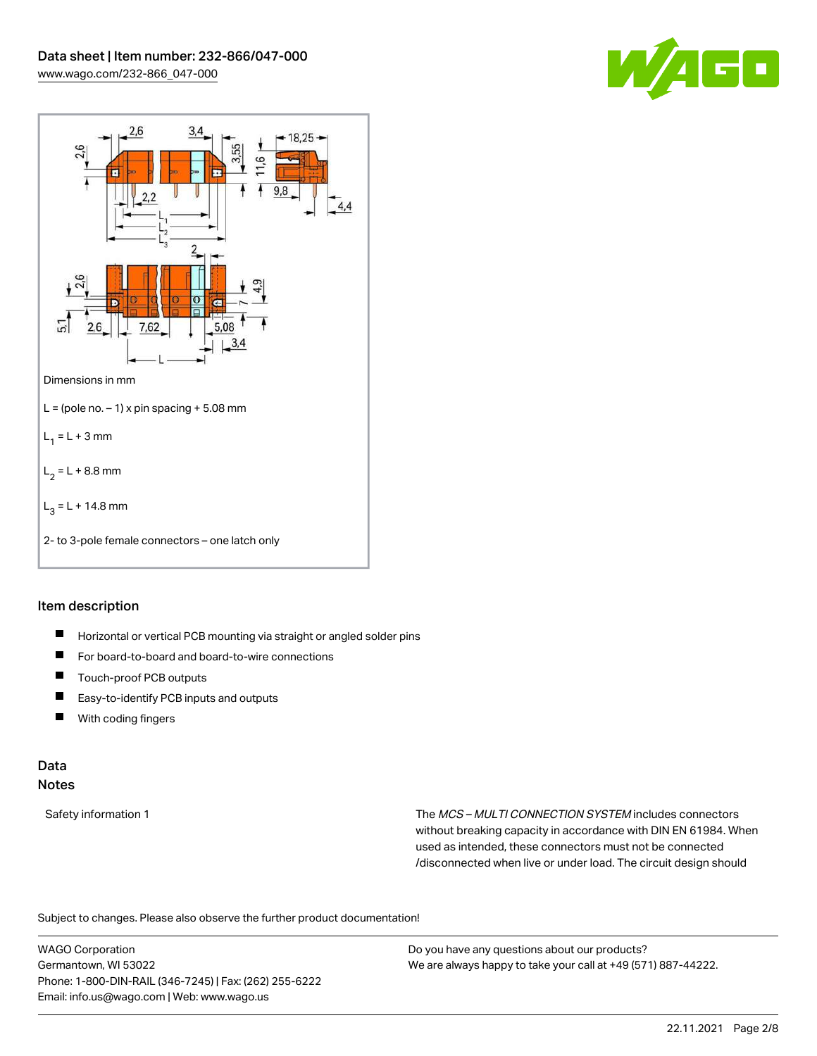Dimensions in mm

L = (pole no. – 1) x pin spacing + 5.08 mm

$L_1$ = L + 3 mm

$L_2$ = L + 8.8 mm

$L_3$ = L + 14.8 mm

2- to 3-pole female connectors – one latch only

## Item description

- Horizontal or vertical PCB mounting via straight or angled solder pins
- For board-to-board and board-to-wire connections
- Touch-proof PCB outputs
- Easy-to-identify PCB inputs and outputs
- With coding fingers

## Data

### Notes

Safety information 1

The *MCS – MULTI CONNECTION SYSTEM* includes connectors without breaking capacity in accordance with DIN EN 61984. When used as intended, these connectors must not be connected /disconnected when live or under load. The circuit design should

Subject to changes. Please also observe the further product documentation!

WAGO Corporation
Germantown, WI 53022
Phone: 1-800-DIN-RAIL (346-7245) | Fax: (262) 255-6222
Email: info.us@wago.com | Web: www.wago.us

Do you have any questions about our products?
We are always happy to take your call at +49 (571) 887-44222.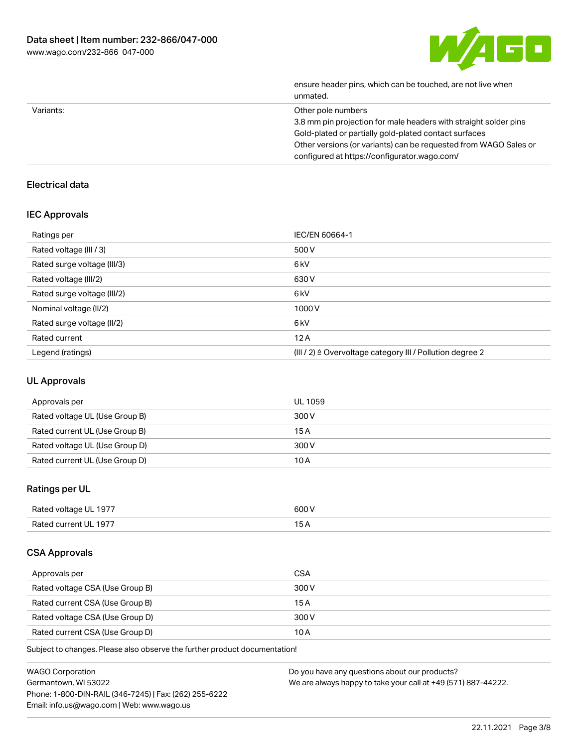| | |
|---|---|
| | ensure header pins, which can be touched, are not live when unmated. |
| Variants: | Other pole numbers<br>3.8 mm pin projection for male headers with straight solder pins<br>Gold-plated or partially gold-plated contact surfaces<br>Other versions (or variants) can be requested from WAGO Sales or configured at https://configurator.wago.com/ |

## Electrical data

### IEC Approvals

| | |
|---|---|
| Ratings per | IEC/EN 60664-1 |
| Rated voltage (III / 3) | 500 V |
| Rated surge voltage (III/3) | 6 kV |
| Rated voltage (III/2) | 630 V |
| Rated surge voltage (III/2) | 6 kV |
| Nominal voltage (II/2) | 1000 V |
| Rated surge voltage (II/2) | 6 kV |
| Rated current | 12 A |
| Legend (ratings) | (III / 2) ≙ Overvoltage category III / Pollution degree 2 |

### UL Approvals

| | |
|---|---|
| Approvals per | UL 1059 |
| Rated voltage UL (Use Group B) | 300 V |
| Rated current UL (Use Group B) | 15 A |
| Rated voltage UL (Use Group D) | 300 V |
| Rated current UL (Use Group D) | 10 A |

### Ratings per UL

| | |
|---|---|
| Rated voltage UL 1977 | 600 V |
| Rated current UL 1977 | 15 A |

### CSA Approvals

| | |
|---|---|
| Approvals per | CSA |
| Rated voltage CSA (Use Group B) | 300 V |
| Rated current CSA (Use Group B) | 15 A |
| Rated voltage CSA (Use Group D) | 300 V |
| Rated current CSA (Use Group D) | 10 A |

Subject to changes. Please also observe the further product documentation!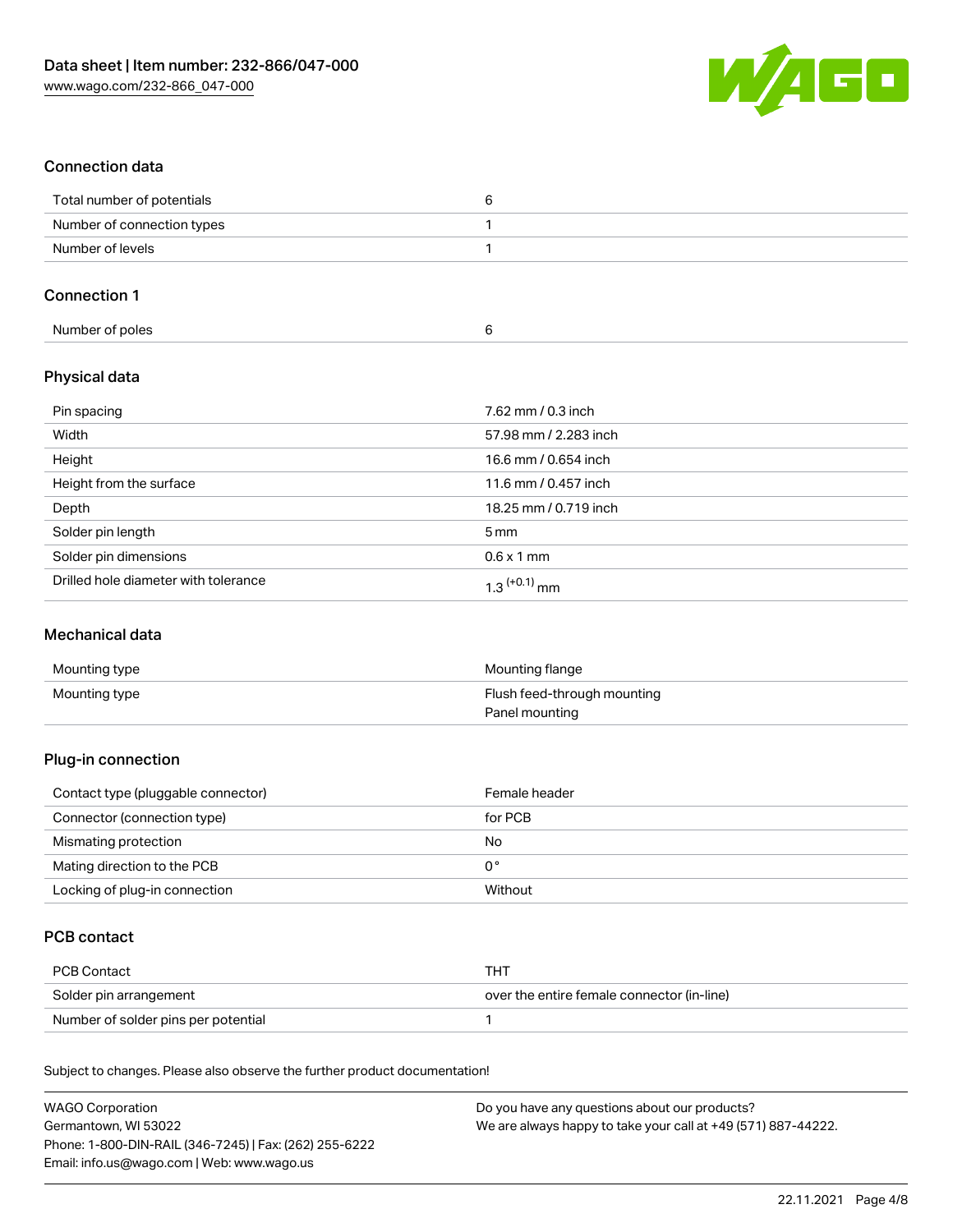## Connection data

| | |
|---|---|
| Total number of potentials | 6 |
| Number of connection types | 1 |
| Number of levels | 1 |

## Connection 1

| | |
|---|---|
| Number of poles | 6 |

## Physical data

| | |
|---|---|
| Pin spacing | 7.62 mm / 0.3 inch |
| Width | 57.98 mm / 2.283 inch |
| Height | 16.6 mm / 0.654 inch |
| Height from the surface | 11.6 mm / 0.457 inch |
| Depth | 18.25 mm / 0.719 inch |
| Solder pin length | 5 mm |
| Solder pin dimensions | 0.6 x 1 mm |
| Drilled hole diameter with tolerance | $1.3^{(+0.1)}$ mm |

## Mechanical data

| | |
|---|---|
| Mounting type | Mounting flange |
| Mounting type | Flush feed-through mounting<br>Panel mounting |

## Plug-in connection

| | |
|---|---|
| Contact type (pluggable connector) | Female header |
| Connector (connection type) | for PCB |
| Mismating protection | No |
| Mating direction to the PCB | 0° |
| Locking of plug-in connection | Without |

## PCB contact

| | |
|---|---|
| PCB Contact | THT |
| Solder pin arrangement | over the entire female connector (in-line) |
| Number of solder pins per potential | 1 |

Subject to changes. Please also observe the further product documentation!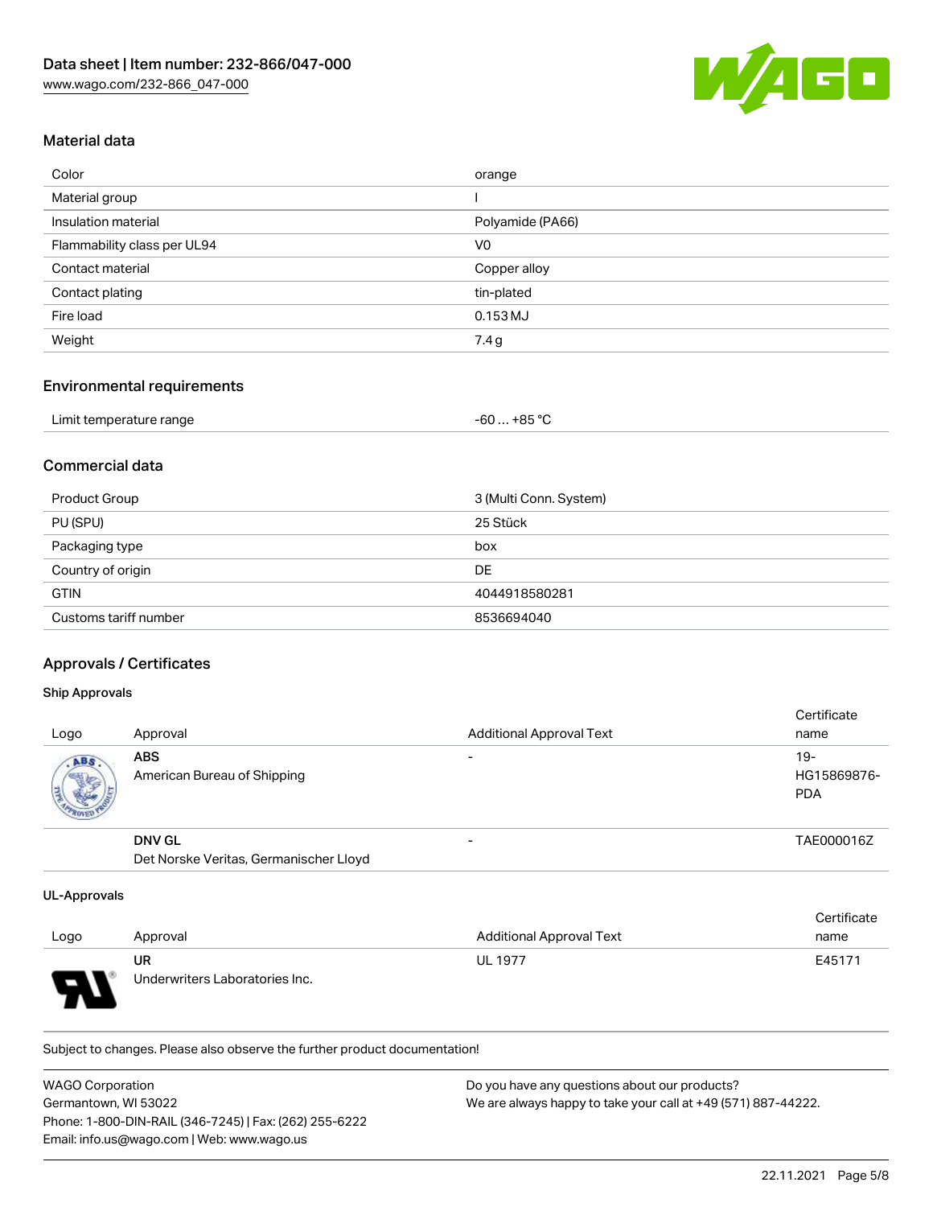## Material data

| | |
|---|---|
| Color | orange |
| Material group | I |
| Insulation material | Polyamide (PA66) |
| Flammability class per UL94 | V0 |
| Contact material | Copper alloy |
| Contact plating | tin-plated |
| Fire load | 0.153 MJ |
| Weight | 7.4 g |

## Environmental requirements

| | |
|---|---|
| Limit temperature range | -60 … +85 °C |

## Commercial data

| | |
|---|---|
| Product Group | 3 (Multi Conn. System) |
| PU (SPU) | 25 Stück |
| Packaging type | box |
| Country of origin | DE |
| GTIN | 4044918580281 |
| Customs tariff number | 8536694040 |

## Approvals / Certificates

### Ship Approvals

| Logo | Approval | Additional Approval Text | Certificate name |
|---|---|---|---|
| | **ABS** American Bureau of Shipping | - | 19-HG15869876-PDA |
| | **DNV GL** Det Norske Veritas, Germanischer Lloyd | - | TAE000016Z |

### UL-Approvals

| Logo | Approval | Additional Approval Text | Certificate name |
|---|---|---|---|
| | **UR** Underwriters Laboratories Inc. | UL 1977 | E45171 |

Subject to changes. Please also observe the further product documentation!

WAGO Corporation
Germantown, WI 53022
Phone: 1-800-DIN-RAIL (346-7245) | Fax: (262) 255-6222
Email: info.us@wago.com | Web: www.wago.us

Do you have any questions about our products?
We are always happy to take your call at +49 (571) 887-44222.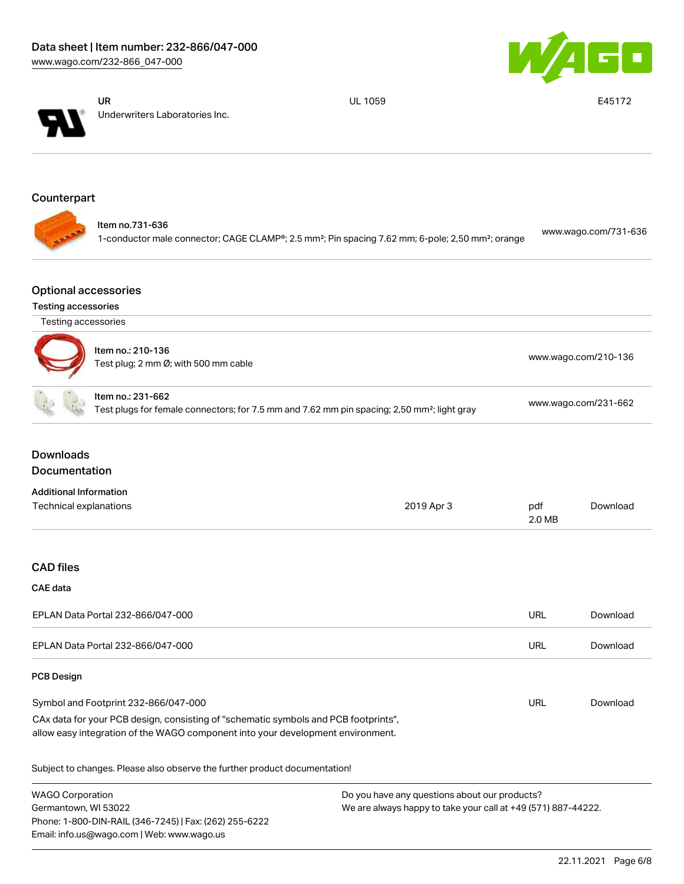| | | | |
|---|---|---|---|
| | UR<br>Underwriters Laboratories Inc. | UL 1059 | E45172 |

## Counterpart

| | |
|---|---|
| Item no.731-636<br>1-conductor male connector; CAGE CLAMP®; 2.5 mm²; Pin spacing 7.62 mm; 6-pole; 2,50 mm²; orange | www.wago.com/731-636 |

## Optional accessories

### Testing accessories

| Testing accessories | |
|---|---|
| Item no.: 210-136<br>Test plug; 2 mm Ø; with 500 mm cable | www.wago.com/210-136 |
| Item no.: 231-662<br>Test plugs for female connectors; for 7.5 mm and 7.62 mm pin spacing; 2,50 mm²; light gray | www.wago.com/231-662 |

## Downloads

## Documentation

### Additional Information

| | | | |
|---|---|---|---|
| Technical explanations | 2019 Apr 3 | pdf<br>2.0 MB | Download |

## CAD files

### CAE data

| | | |
|---|---|---|
| EPLAN Data Portal 232-866/047-000 | URL | Download |
| EPLAN Data Portal 232-866/047-000 | URL | Download |

### PCB Design

| | | |
|---|---|---|
| Symbol and Footprint 232-866/047-000 | URL | Download |

CAx data for your PCB design, consisting of "schematic symbols and PCB footprints", allow easy integration of the WAGO component into your development environment.

Subject to changes. Please also observe the further product documentation!

WAGO Corporation
Germantown, WI 53022
Phone: 1-800-DIN-RAIL (346-7245) | Fax: (262) 255-6222
Email: info.us@wago.com | Web: www.wago.us

Do you have any questions about our products?
We are always happy to take your call at +49 (571) 887-44222.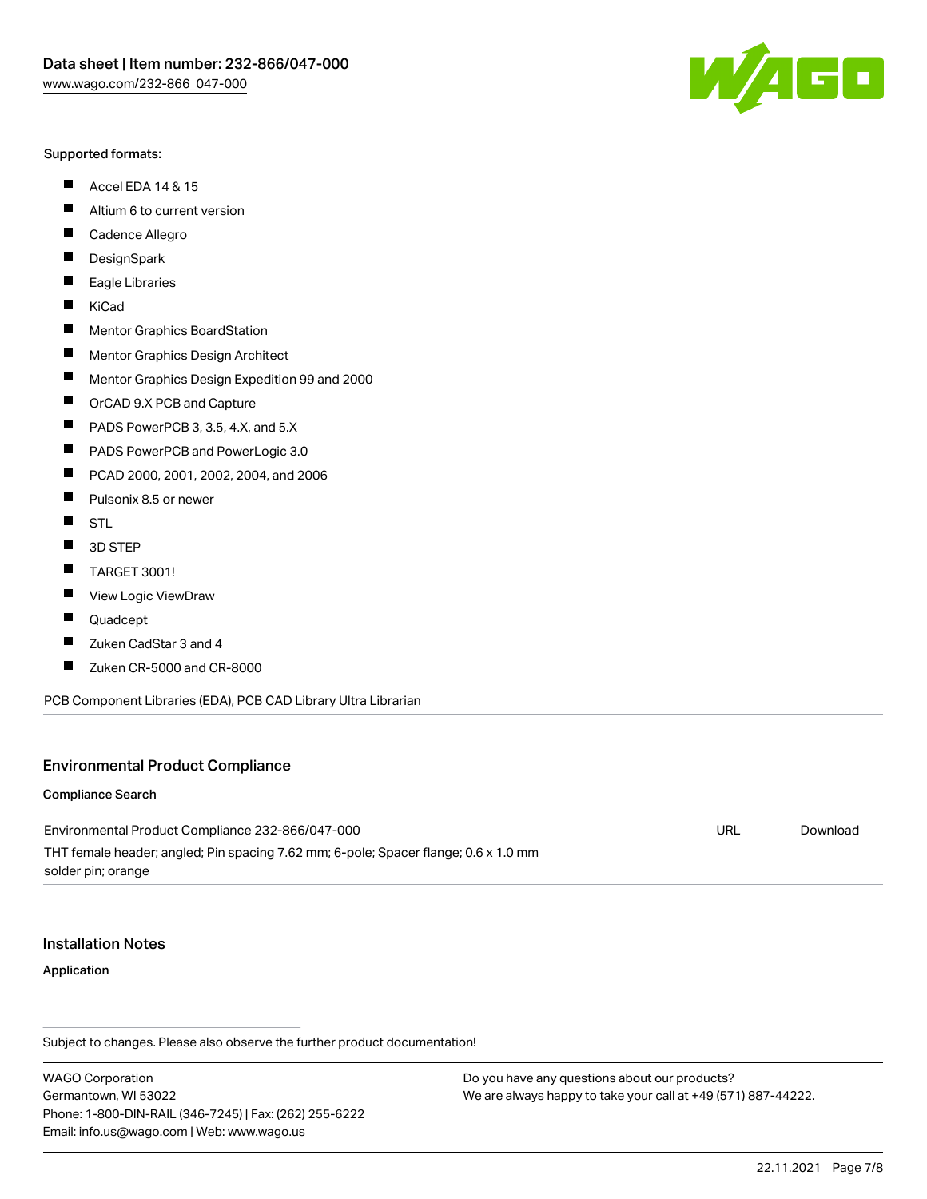Supported formats:

- Accel EDA 14 & 15
- Altium 6 to current version
- Cadence Allegro
- DesignSpark
- Eagle Libraries
- KiCad
- Mentor Graphics BoardStation
- Mentor Graphics Design Architect
- Mentor Graphics Design Expedition 99 and 2000
- OrCAD 9.X PCB and Capture
- PADS PowerPCB 3, 3.5, 4.X, and 5.X
- PADS PowerPCB and PowerLogic 3.0
- PCAD 2000, 2001, 2002, 2004, and 2006
- Pulsonix 8.5 or newer
- STL
- 3D STEP
- TARGET 3001!
- View Logic ViewDraw
- Quadcept
- Zuken CadStar 3 and 4
- Zuken CR-5000 and CR-8000

PCB Component Libraries (EDA), PCB CAD Library Ultra Librarian

## Environmental Product Compliance

### Compliance Search

| | | |
|---|---|---|
| Environmental Product Compliance 232-866/047-000<br>THT female header; angled; Pin spacing 7.62 mm; 6-pole; Spacer flange; 0.6 x 1.0 mm solder pin; orange | URL | Download |

## Installation Notes

### Application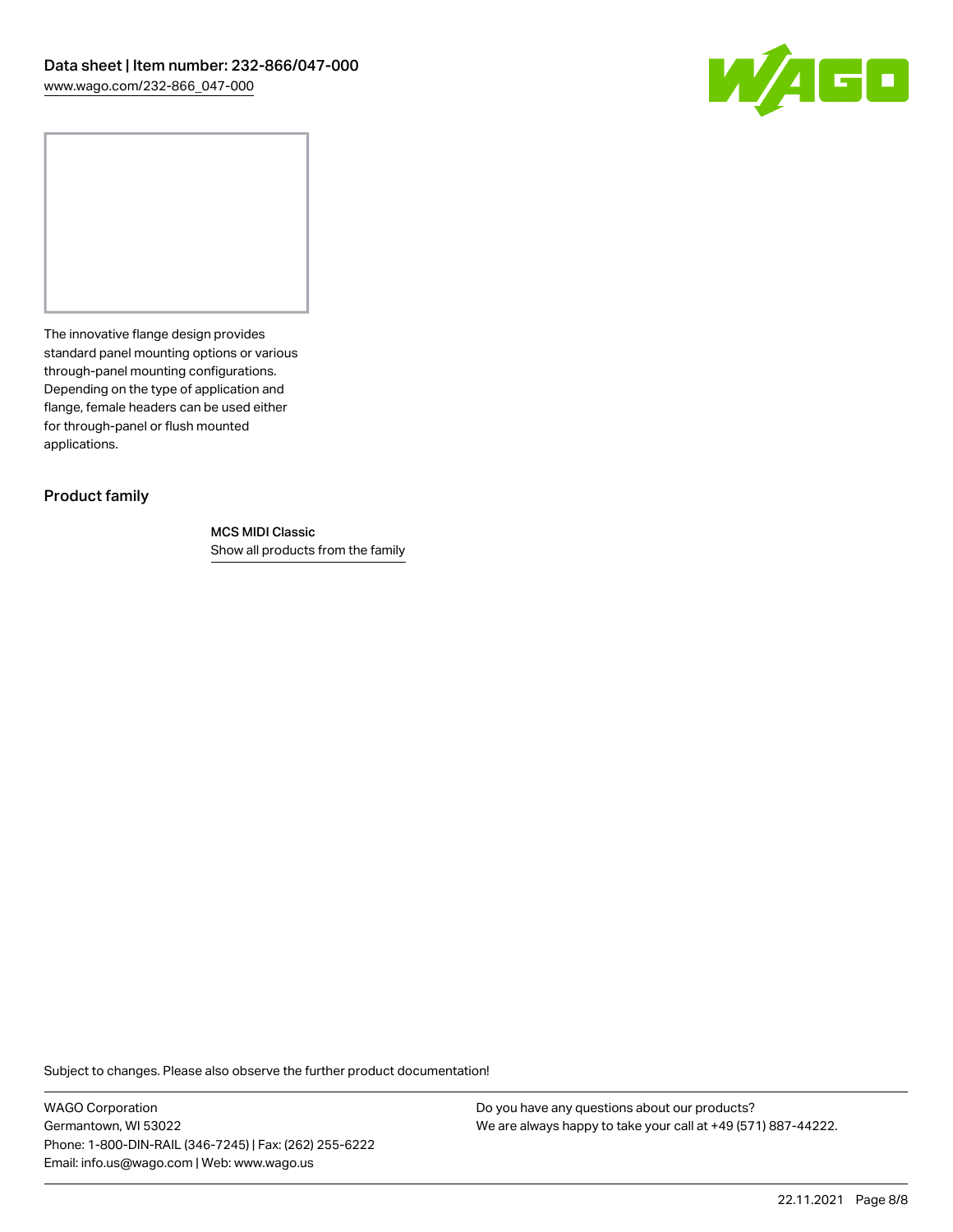The innovative flange design provides standard panel mounting options or various through-panel mounting configurations. Depending on the type of application and flange, female headers can be used either for through-panel or flush mounted applications.

## Product family

MCS MIDI Classic
Show all products from the family

Subject to changes. Please also observe the further product documentation!

WAGO Corporation
Germantown, WI 53022
Phone: 1-800-DIN-RAIL (346-7245) | Fax: (262) 255-6222
Email: info.us@wago.com | Web: www.wago.us

Do you have any questions about our products?
We are always happy to take your call at +49 (571) 887-44222.